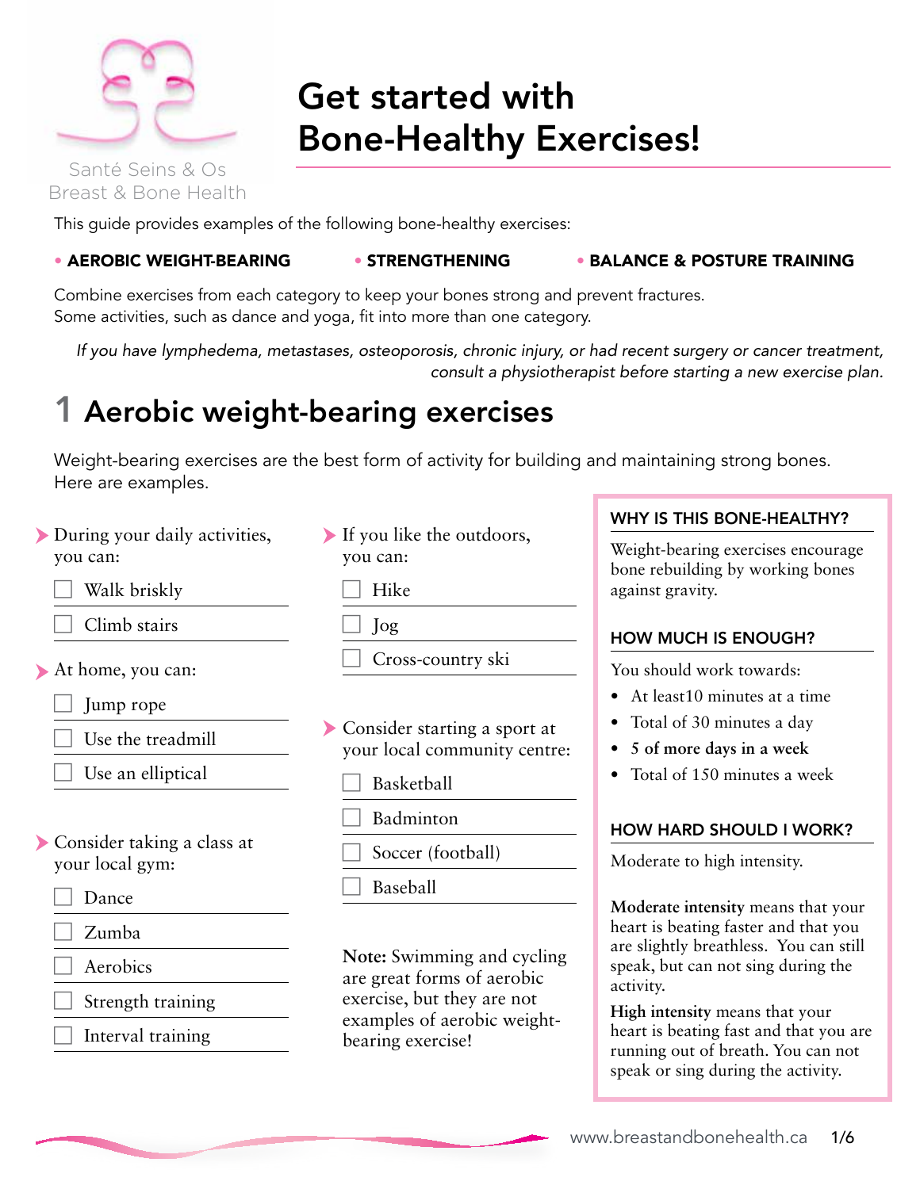Santé Seins & Os
Breast & Bone Health

# Get started with Bone-Healthy Exercises!

This guide provides examples of the following bone-healthy exercises:

- **AEROBIC WEIGHT-BEARING**
- **STRENGTHENING**
- **BALANCE & POSTURE TRAINING**

Combine exercises from each category to keep your bones strong and prevent fractures.
Some activities, such as dance and yoga, fit into more than one category.

*If you have lymphedema, metastases, osteoporosis, chronic injury, or had recent surgery or cancer treatment, consult a physiotherapist before starting a new exercise plan.*

## 1 Aerobic weight-bearing exercises

Weight-bearing exercises are the best form of activity for building and maintaining strong bones. Here are examples.

**During your daily activities, you can:**

- [ ] Walk briskly
- [ ] Climb stairs

**At home, you can:**

- [ ] Jump rope
- [ ] Use the treadmill
- [ ] Use an elliptical

**Consider taking a class at your local gym:**

- [ ] Dance
- [ ] Zumba
- [ ] Aerobics
- [ ] Strength training
- [ ] Interval training

**If you like the outdoors, you can:**

- [ ] Hike
- [ ] Jog
- [ ] Cross-country ski

**Consider starting a sport at your local community centre:**

- [ ] Basketball
- [ ] Badminton
- [ ] Soccer (football)
- [ ] Baseball

**Note:** Swimming and cycling are great forms of aerobic exercise, but they are not examples of aerobic weight-bearing exercise!

### WHY IS THIS BONE-HEALTHY?

Weight-bearing exercises encourage bone rebuilding by working bones against gravity.

### HOW MUCH IS ENOUGH?

You should work towards:

- At least10 minutes at a time
- Total of 30 minutes a day
- **5 of more days in a week**
- Total of 150 minutes a week

### HOW HARD SHOULD I WORK?

Moderate to high intensity.

**Moderate intensity** means that your heart is beating faster and that you are slightly breathless. You can still speak, but can not sing during the activity.

**High intensity** means that your heart is beating fast and that you are running out of breath. You can not speak or sing during the activity.

www.breastandbonehealth.ca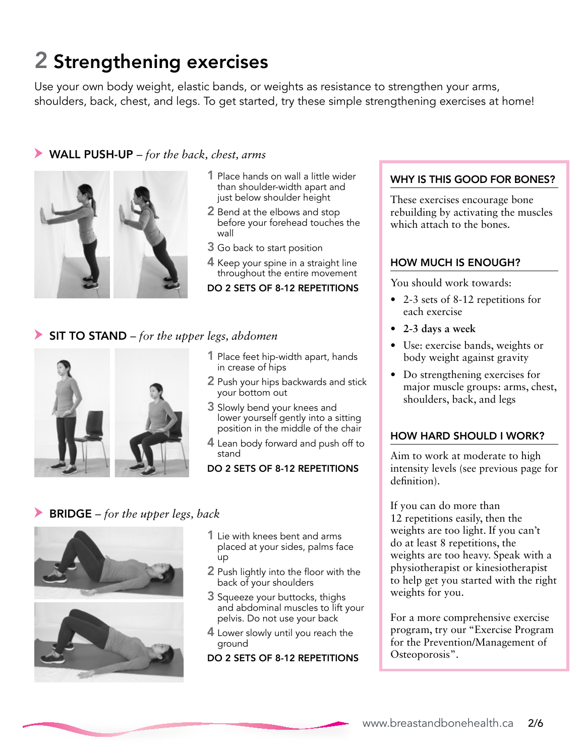# 2 Strengthening exercises

Use your own body weight, elastic bands, or weights as resistance to strengthen your arms, shoulders, back, chest, and legs. To get started, try these simple strengthening exercises at home!

## WALL PUSH-UP – *for the back, chest, arms*

1. Place hands on wall a little wider than shoulder-width apart and just below shoulder height
2. Bend at the elbows and stop before your forehead touches the wall
3. Go back to start position
4. Keep your spine in a straight line throughout the entire movement

**DO 2 SETS OF 8-12 REPETITIONS**

## SIT TO STAND – *for the upper legs, abdomen*

1. Place feet hip-width apart, hands in crease of hips
2. Push your hips backwards and stick your bottom out
3. Slowly bend your knees and lower yourself gently into a sitting position in the middle of the chair
4. Lean body forward and push off to stand

**DO 2 SETS OF 8-12 REPETITIONS**

## BRIDGE – *for the upper legs, back*

1. Lie with knees bent and arms placed at your sides, palms face up
2. Push lightly into the floor with the back of your shoulders
3. Squeeze your buttocks, thighs and abdominal muscles to lift your pelvis. Do not use your back
4. Lower slowly until you reach the ground

**DO 2 SETS OF 8-12 REPETITIONS**

### WHY IS THIS GOOD FOR BONES?

These exercises encourage bone rebuilding by activating the muscles which attach to the bones.

### HOW MUCH IS ENOUGH?

You should work towards:

- 2-3 sets of 8-12 repetitions for each exercise
- **2-3 days a week**
- Use: exercise bands, weights or body weight against gravity
- Do strengthening exercises for major muscle groups: arms, chest, shoulders, back, and legs

### HOW HARD SHOULD I WORK?

Aim to work at moderate to high intensity levels (see previous page for definition).

If you can do more than 12 repetitions easily, then the weights are too light. If you can't do at least 8 repetitions, the weights are too heavy. Speak with a physiotherapist or kinesiotherapist to help get you started with the right weights for you.

For a more comprehensive exercise program, try our "Exercise Program for the Prevention/Management of Osteoporosis".

www.breastandbonehealth.ca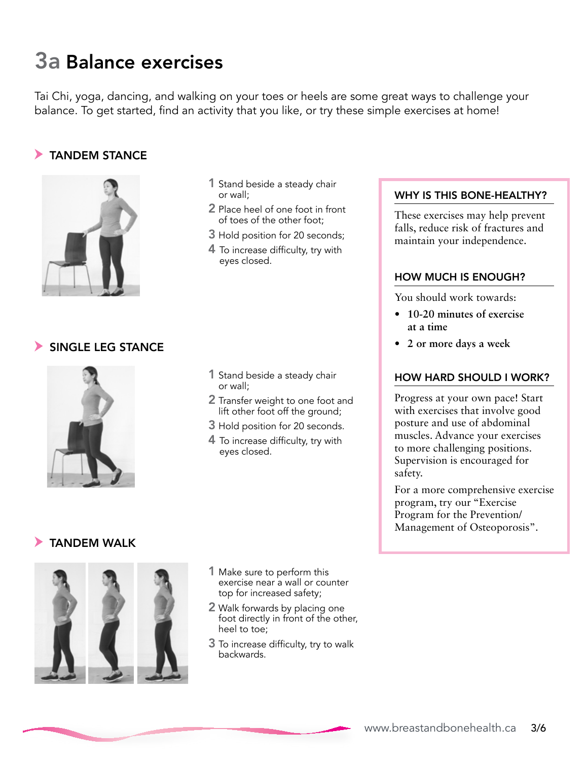# 3a Balance exercises

Tai Chi, yoga, dancing, and walking on your toes or heels are some great ways to challenge your balance. To get started, find an activity that you like, or try these simple exercises at home!

## TANDEM STANCE

1. Stand beside a steady chair or wall;
2. Place heel of one foot in front of toes of the other foot;
3. Hold position for 20 seconds;
4. To increase difficulty, try with eyes closed.

## SINGLE LEG STANCE

1. Stand beside a steady chair or wall;
2. Transfer weight to one foot and lift other foot off the ground;
3. Hold position for 20 seconds.
4. To increase difficulty, try with eyes closed.

## TANDEM WALK

1. Make sure to perform this exercise near a wall or counter top for increased safety;
2. Walk forwards by placing one foot directly in front of the other, heel to toe;
3. To increase difficulty, try to walk backwards.

### WHY IS THIS BONE-HEALTHY?

These exercises may help prevent falls, reduce risk of fractures and maintain your independence.

### HOW MUCH IS ENOUGH?

You should work towards:

- **10-20 minutes of exercise at a time**
- **2 or more days a week**

### HOW HARD SHOULD I WORK?

Progress at your own pace! Start with exercises that involve good posture and use of abdominal muscles. Advance your exercises to more challenging positions. Supervision is encouraged for safety.

For a more comprehensive exercise program, try our "Exercise Program for the Prevention/ Management of Osteoporosis".

www.breastandbonehealth.ca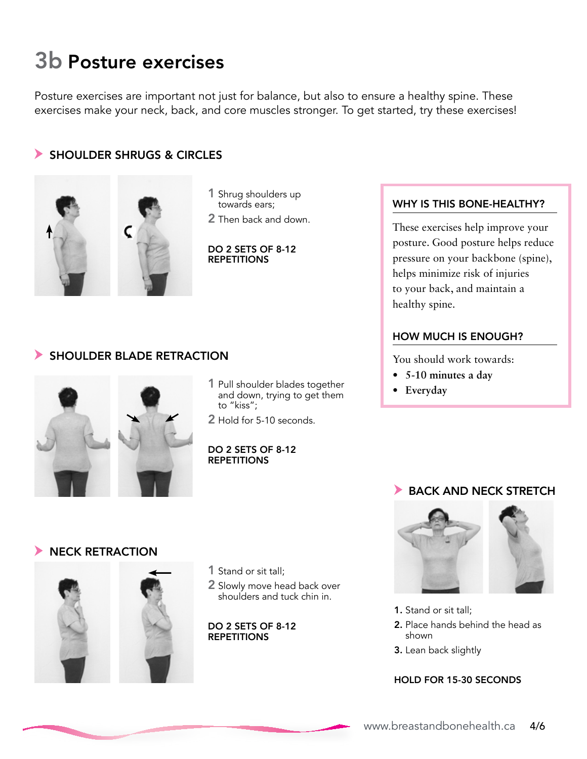# 3b Posture exercises

Posture exercises are important not just for balance, but also to ensure a healthy spine. These exercises make your neck, back, and core muscles stronger. To get started, try these exercises!

## SHOULDER SHRUGS & CIRCLES

1. Shrug shoulders up towards ears;
2. Then back and down.

**DO 2 SETS OF 8-12 REPETITIONS**

## SHOULDER BLADE RETRACTION

1. Pull shoulder blades together and down, trying to get them to "kiss";
2. Hold for 5-10 seconds.

**DO 2 SETS OF 8-12 REPETITIONS**

## NECK RETRACTION

1. Stand or sit tall;
2. Slowly move head back over shoulders and tuck chin in.

**DO 2 SETS OF 8-12 REPETITIONS**

### WHY IS THIS BONE-HEALTHY?

These exercises help improve your posture. Good posture helps reduce pressure on your backbone (spine), helps minimize risk of injuries to your back, and maintain a healthy spine.

### HOW MUCH IS ENOUGH?

You should work towards:

- **5-10 minutes a day**
- **Everyday**

## BACK AND NECK STRETCH

1. Stand or sit tall;
2. Place hands behind the head as shown
3. Lean back slightly

**HOLD FOR 15-30 SECONDS**

www.breastandbonehealth.ca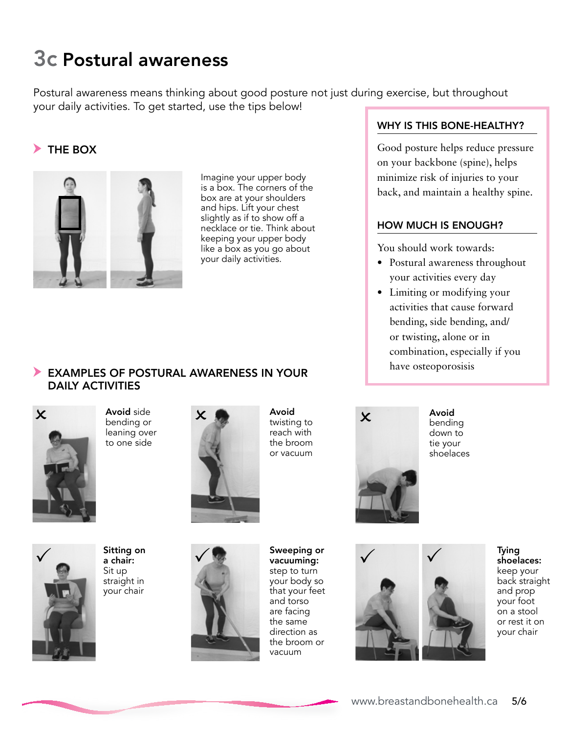# 3c Postural awareness

Postural awareness means thinking about good posture not just during exercise, but throughout your daily activities. To get started, use the tips below!

## THE BOX

Imagine your upper body is a box. The corners of the box are at your shoulders and hips. Lift your chest slightly as if to show off a necklace or tie. Think about keeping your upper body like a box as you go about your daily activities.

## WHY IS THIS BONE-HEALTHY?

Good posture helps reduce pressure on your backbone (spine), helps minimize risk of injuries to your back, and maintain a healthy spine.

## HOW MUCH IS ENOUGH?

You should work towards:

- Postural awareness throughout your activities every day
- Limiting or modifying your activities that cause forward bending, side bending, and/or twisting, alone or in combination, especially if you have osteoporosisis

## EXAMPLES OF POSTURAL AWARENESS IN YOUR DAILY ACTIVITIES

✗ **Avoid** side bending or leaning over to one side

✗ **Avoid** twisting to reach with the broom or vacuum

✗ **Avoid** bending down to tie your shoelaces

✓ **Sitting on a chair:** Sit up straight in your chair

✓ **Sweeping or vacuuming:** step to turn your body so that your feet and torso are facing the same direction as the broom or vacuum

✓ ✓ **Tying shoelaces:** keep your back straight and prop your foot on a stool or rest it on your chair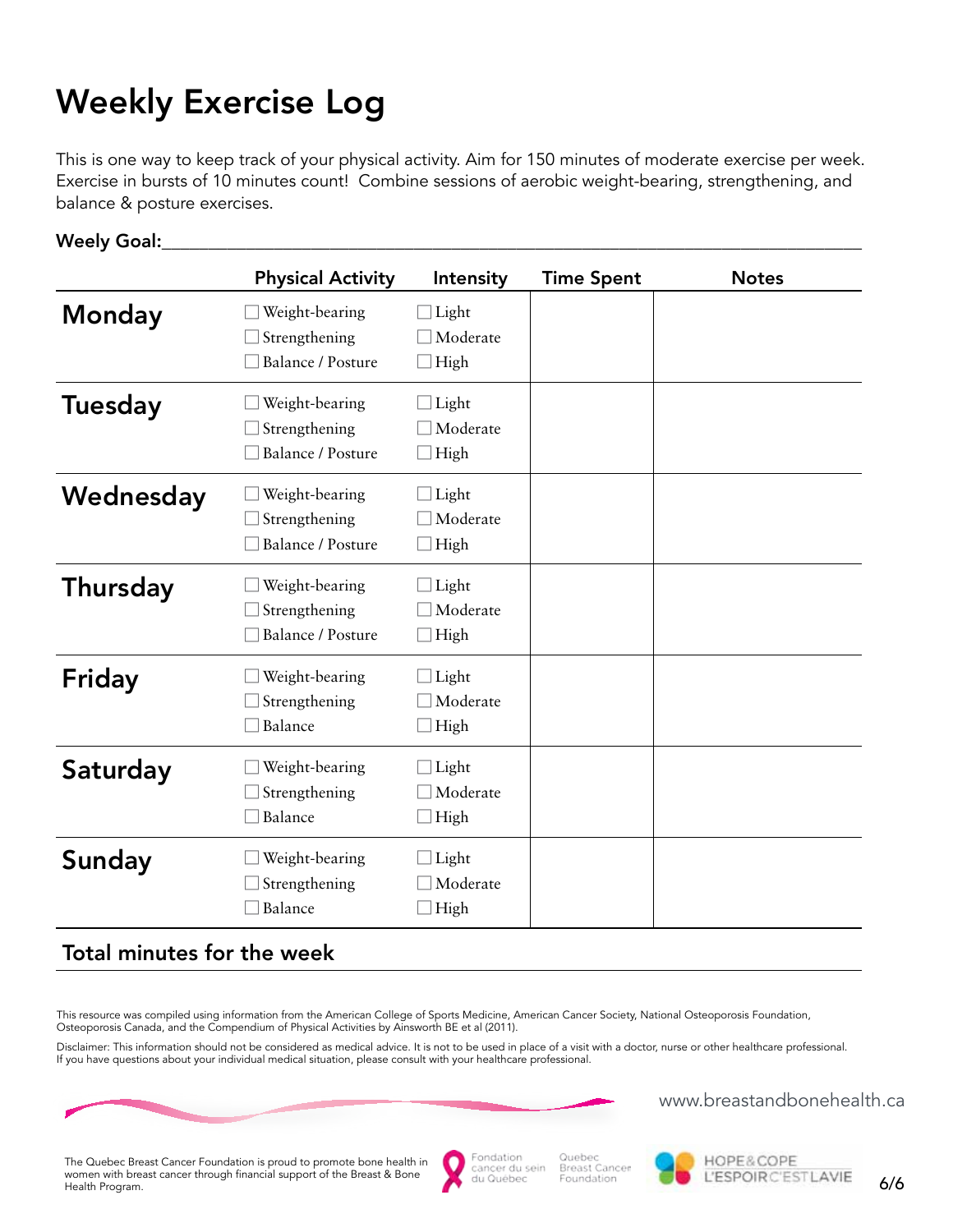# Weekly Exercise Log

This is one way to keep track of your physical activity. Aim for 150 minutes of moderate exercise per week. Exercise in bursts of 10 minutes count! Combine sessions of aerobic weight-bearing, strengthening, and balance & posture exercises.

**Weely Goal:**___________________________________________

| | Physical Activity | Intensity | Time Spent | Notes |
|---|---|---|---|---|
| **Monday** | ☐ Weight-bearing<br>☐ Strengthening<br>☐ Balance / Posture | ☐ Light<br>☐ Moderate<br>☐ High | | |
| **Tuesday** | ☐ Weight-bearing<br>☐ Strengthening<br>☐ Balance / Posture | ☐ Light<br>☐ Moderate<br>☐ High | | |
| **Wednesday** | ☐ Weight-bearing<br>☐ Strengthening<br>☐ Balance / Posture | ☐ Light<br>☐ Moderate<br>☐ High | | |
| **Thursday** | ☐ Weight-bearing<br>☐ Strengthening<br>☐ Balance / Posture | ☐ Light<br>☐ Moderate<br>☐ High | | |
| **Friday** | ☐ Weight-bearing<br>☐ Strengthening<br>☐ Balance | ☐ Light<br>☐ Moderate<br>☐ High | | |
| **Saturday** | ☐ Weight-bearing<br>☐ Strengthening<br>☐ Balance | ☐ Light<br>☐ Moderate<br>☐ High | | |
| **Sunday** | ☐ Weight-bearing<br>☐ Strengthening<br>☐ Balance | ☐ Light<br>☐ Moderate<br>☐ High | | |

**Total minutes for the week**

This resource was compiled using information from the American College of Sports Medicine, American Cancer Society, National Osteoporosis Foundation, Osteoporosis Canada, and the Compendium of Physical Activities by Ainsworth BE et al (2011).

Disclaimer: This information should not be considered as medical advice. It is not to be used in place of a visit with a doctor, nurse or other healthcare professional. If you have questions about your individual medical situation, please consult with your healthcare professional.

www.breastandbonehealth.ca

The Quebec Breast Cancer Foundation is proud to promote bone health in women with breast cancer through financial support of the Breast & Bone Health Program.

Fondation cancer du sein du Québec | Quebec Breast Cancer Foundation

HOPE & COPE | L'ESPOIR C'EST LA VIE